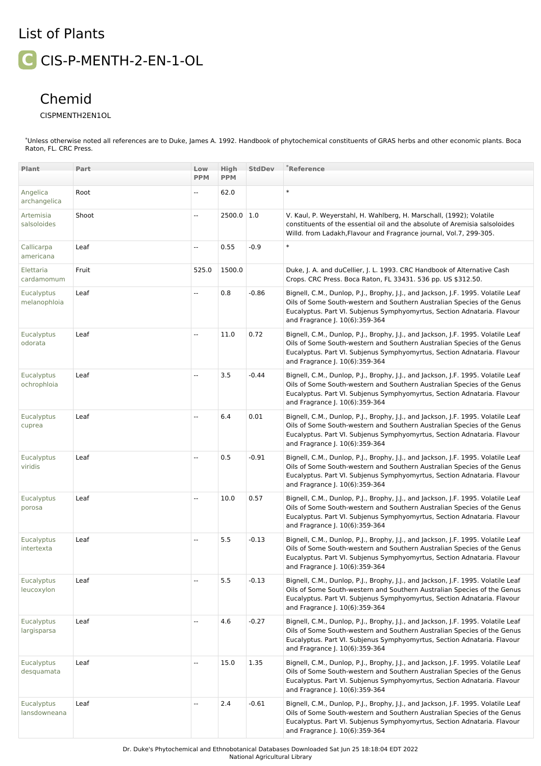# List of Plants

## C CIS-P-MENTH-2-EN-1-OL

### Chemid

CISPMENTH2EN1OL

*Unless otherwise noted all references are to Duke, James A. 1992. Handbook of phytochemical constituents of GRAS herbs and other economic plants. Boca Raton, FL. CRC Press.

| Plant | Part | Low PPM | High PPM | StdDev | *Reference |
|---|---|---|---|---|---|
| Angelica archangelica | Root | -- | 62.0 | | * |
| Artemisia salsoloides | Shoot | -- | 2500.0 | 1.0 | V. Kaul, P. Weyerstahl, H. Wahlberg, H. Marschall, (1992); Volatile constituents of the essential oil and the absolute of Aremisia salsoloides Willd. from Ladakh,Flavour and Fragrance journal, Vol.7, 299-305. |
| Callicarpa americana | Leaf | -- | 0.55 | -0.9 | * |
| Elettaria cardamomum | Fruit | 525.0 | 1500.0 | | Duke, J. A. and duCellier, J. L. 1993. CRC Handbook of Alternative Cash Crops. CRC Press. Boca Raton, FL 33431. 536 pp. US $312.50. |
| Eucalyptus melanophloia | Leaf | -- | 0.8 | -0.86 | Bignell, C.M., Dunlop, P.J., Brophy, J.J., and Jackson, J.F. 1995. Volatile Leaf Oils of Some South-western and Southern Australian Species of the Genus Eucalyptus. Part VI. Subjenus Symphyomyrtus, Section Adnataria. Flavour and Fragrance J. 10(6):359-364 |
| Eucalyptus odorata | Leaf | -- | 11.0 | 0.72 | Bignell, C.M., Dunlop, P.J., Brophy, J.J., and Jackson, J.F. 1995. Volatile Leaf Oils of Some South-western and Southern Australian Species of the Genus Eucalyptus. Part VI. Subjenus Symphyomyrtus, Section Adnataria. Flavour and Fragrance J. 10(6):359-364 |
| Eucalyptus ochrophloia | Leaf | -- | 3.5 | -0.44 | Bignell, C.M., Dunlop, P.J., Brophy, J.J., and Jackson, J.F. 1995. Volatile Leaf Oils of Some South-western and Southern Australian Species of the Genus Eucalyptus. Part VI. Subjenus Symphyomyrtus, Section Adnataria. Flavour and Fragrance J. 10(6):359-364 |
| Eucalyptus cuprea | Leaf | -- | 6.4 | 0.01 | Bignell, C.M., Dunlop, P.J., Brophy, J.J., and Jackson, J.F. 1995. Volatile Leaf Oils of Some South-western and Southern Australian Species of the Genus Eucalyptus. Part VI. Subjenus Symphyomyrtus, Section Adnataria. Flavour and Fragrance J. 10(6):359-364 |
| Eucalyptus viridis | Leaf | -- | 0.5 | -0.91 | Bignell, C.M., Dunlop, P.J., Brophy, J.J., and Jackson, J.F. 1995. Volatile Leaf Oils of Some South-western and Southern Australian Species of the Genus Eucalyptus. Part VI. Subjenus Symphyomyrtus, Section Adnataria. Flavour and Fragrance J. 10(6):359-364 |
| Eucalyptus porosa | Leaf | -- | 10.0 | 0.57 | Bignell, C.M., Dunlop, P.J., Brophy, J.J., and Jackson, J.F. 1995. Volatile Leaf Oils of Some South-western and Southern Australian Species of the Genus Eucalyptus. Part VI. Subjenus Symphyomyrtus, Section Adnataria. Flavour and Fragrance J. 10(6):359-364 |
| Eucalyptus intertexta | Leaf | -- | 5.5 | -0.13 | Bignell, C.M., Dunlop, P.J., Brophy, J.J., and Jackson, J.F. 1995. Volatile Leaf Oils of Some South-western and Southern Australian Species of the Genus Eucalyptus. Part VI. Subjenus Symphyomyrtus, Section Adnataria. Flavour and Fragrance J. 10(6):359-364 |
| Eucalyptus leucoxylon | Leaf | -- | 5.5 | -0.13 | Bignell, C.M., Dunlop, P.J., Brophy, J.J., and Jackson, J.F. 1995. Volatile Leaf Oils of Some South-western and Southern Australian Species of the Genus Eucalyptus. Part VI. Subjenus Symphyomyrtus, Section Adnataria. Flavour and Fragrance J. 10(6):359-364 |
| Eucalyptus largisparsa | Leaf | -- | 4.6 | -0.27 | Bignell, C.M., Dunlop, P.J., Brophy, J.J., and Jackson, J.F. 1995. Volatile Leaf Oils of Some South-western and Southern Australian Species of the Genus Eucalyptus. Part VI. Subjenus Symphyomyrtus, Section Adnataria. Flavour and Fragrance J. 10(6):359-364 |
| Eucalyptus desquamata | Leaf | -- | 15.0 | 1.35 | Bignell, C.M., Dunlop, P.J., Brophy, J.J., and Jackson, J.F. 1995. Volatile Leaf Oils of Some South-western and Southern Australian Species of the Genus Eucalyptus. Part VI. Subjenus Symphyomyrtus, Section Adnataria. Flavour and Fragrance J. 10(6):359-364 |
| Eucalyptus lansdowneana | Leaf | -- | 2.4 | -0.61 | Bignell, C.M., Dunlop, P.J., Brophy, J.J., and Jackson, J.F. 1995. Volatile Leaf Oils of Some South-western and Southern Australian Species of the Genus Eucalyptus. Part VI. Subjenus Symphyomyrtus, Section Adnataria. Flavour and Fragrance J. 10(6):359-364 |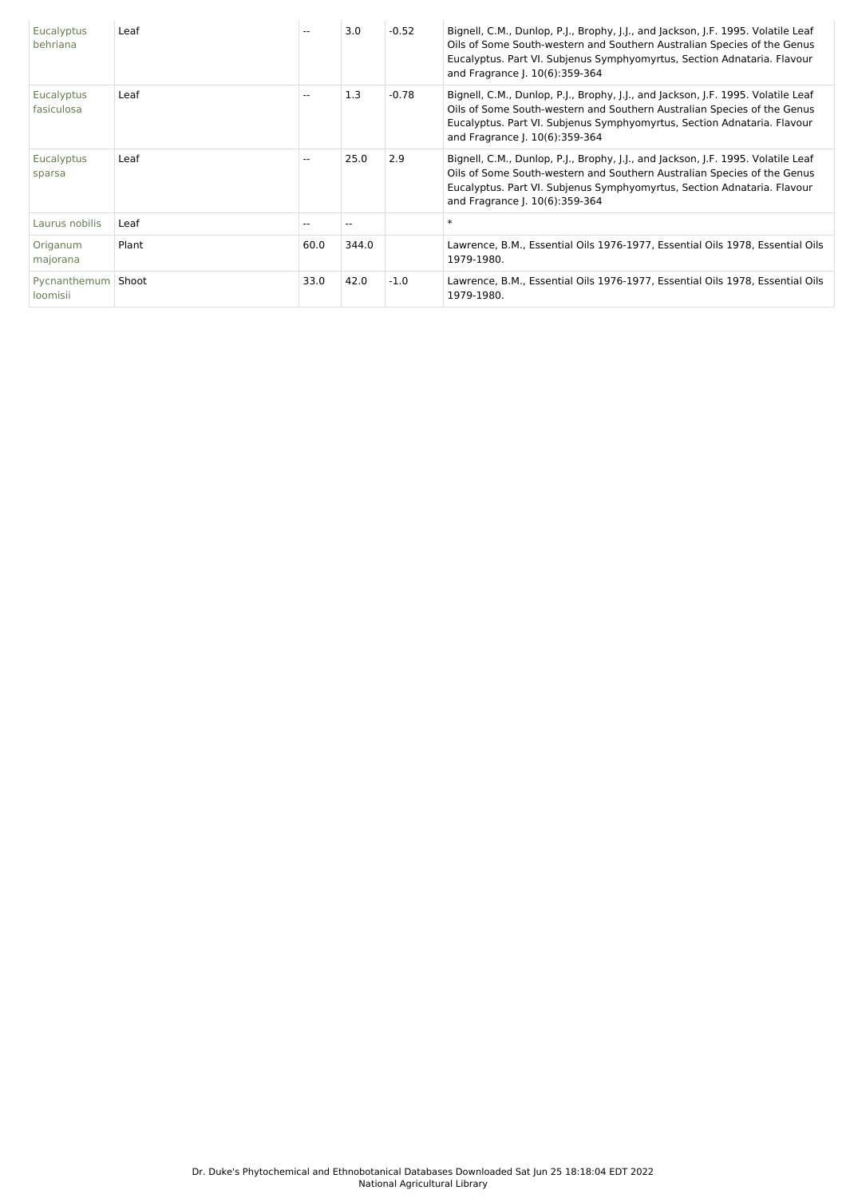| | | | | | |
|---|---|---|---|---|---|
| Eucalyptus behriana | Leaf | -- | 3.0 | -0.52 | Bignell, C.M., Dunlop, P.J., Brophy, J.J., and Jackson, J.F. 1995. Volatile Leaf Oils of Some South-western and Southern Australian Species of the Genus Eucalyptus. Part VI. Subjenus Symphyomyrtus, Section Adnataria. Flavour and Fragrance J. 10(6):359-364 |
| Eucalyptus fasiculosa | Leaf | -- | 1.3 | -0.78 | Bignell, C.M., Dunlop, P.J., Brophy, J.J., and Jackson, J.F. 1995. Volatile Leaf Oils of Some South-western and Southern Australian Species of the Genus Eucalyptus. Part VI. Subjenus Symphyomyrtus, Section Adnataria. Flavour and Fragrance J. 10(6):359-364 |
| Eucalyptus sparsa | Leaf | -- | 25.0 | 2.9 | Bignell, C.M., Dunlop, P.J., Brophy, J.J., and Jackson, J.F. 1995. Volatile Leaf Oils of Some South-western and Southern Australian Species of the Genus Eucalyptus. Part VI. Subjenus Symphyomyrtus, Section Adnataria. Flavour and Fragrance J. 10(6):359-364 |
| Laurus nobilis | Leaf | -- | -- | | * |
| Origanum majorana | Plant | 60.0 | 344.0 | | Lawrence, B.M., Essential Oils 1976-1977, Essential Oils 1978, Essential Oils 1979-1980. |
| Pycnanthemum loomisii | Shoot | 33.0 | 42.0 | -1.0 | Lawrence, B.M., Essential Oils 1976-1977, Essential Oils 1978, Essential Oils 1979-1980. |